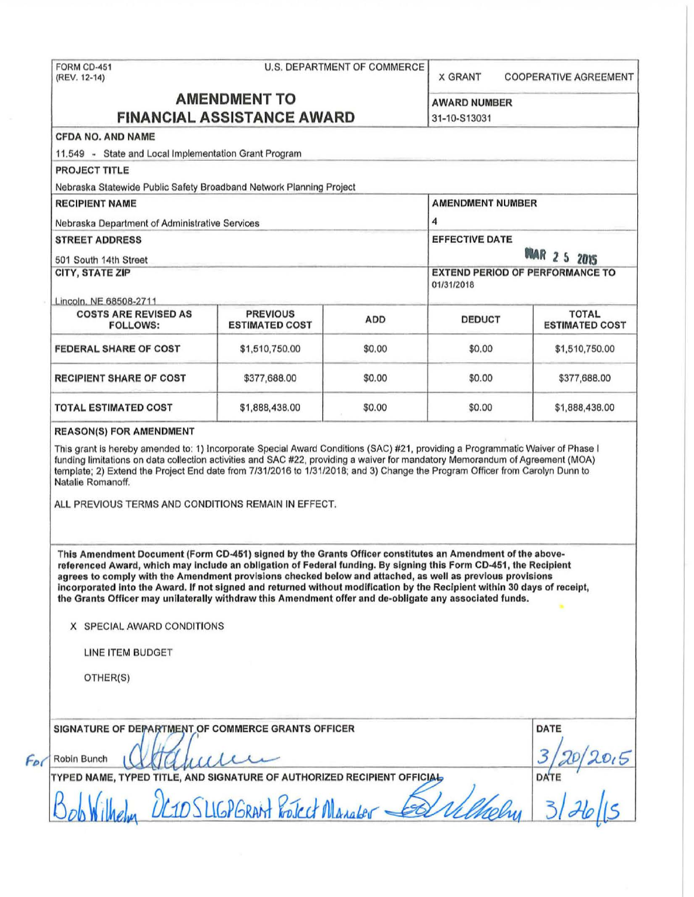FORM CD-451
(REV. 12-14)

U.S. DEPARTMENT OF COMMERCE

X GRANT    COOPERATIVE AGREEMENT

# AMENDMENT TO FINANCIAL ASSISTANCE AWARD

**AWARD NUMBER**
31-10-S13031

**CFDA NO. AND NAME**
11.549 - State and Local Implementation Grant Program

**PROJECT TITLE**
Nebraska Statewide Public Safety Broadband Network Planning Project

**RECIPIENT NAME**
Nebraska Department of Administrative Services

**AMENDMENT NUMBER**
4

**STREET ADDRESS**
501 South 14th Street

**EFFECTIVE DATE**
MAR 25 2015

**CITY, STATE ZIP**
Lincoln, NE 68508-2711

**EXTEND PERIOD OF PERFORMANCE TO**
01/31/2018

| COSTS ARE REVISED AS FOLLOWS: | PREVIOUS ESTIMATED COST | ADD | DEDUCT | TOTAL ESTIMATED COST |
|---|---|---|---|---|
| FEDERAL SHARE OF COST | $1,510,750.00 | $0.00 | $0.00 | $1,510,750.00 |
| RECIPIENT SHARE OF COST | $377,688.00 | $0.00 | $0.00 | $377,688.00 |
| TOTAL ESTIMATED COST | $1,888,438.00 | $0.00 | $0.00 | $1,888,438.00 |

**REASON(S) FOR AMENDMENT**

This grant is hereby amended to: 1) Incorporate Special Award Conditions (SAC) #21, providing a Programmatic Waiver of Phase I funding limitations on data collection activities and SAC #22, providing a waiver for mandatory Memorandum of Agreement (MOA) template; 2) Extend the Project End date from 7/31/2016 to 1/31/2018; and 3) Change the Program Officer from Carolyn Dunn to Natalie Romanoff.

ALL PREVIOUS TERMS AND CONDITIONS REMAIN IN EFFECT.

**This Amendment Document (Form CD-451) signed by the Grants Officer constitutes an Amendment of the above-referenced Award, which may include an obligation of Federal funding. By signing this Form CD-451, the Recipient agrees to comply with the Amendment provisions checked below and attached, as well as previous provisions incorporated into the Award. If not signed and returned without modification by the Recipient within 30 days of receipt, the Grants Officer may unilaterally withdraw this Amendment offer and de-obligate any associated funds.**

X SPECIAL AWARD CONDITIONS

LINE ITEM BUDGET

OTHER(S)

**SIGNATURE OF DEPARTMENT OF COMMERCE GRANTS OFFICER**

For Robin Bunch

**DATE**
3/20/2015

**TYPED NAME, TYPED TITLE, AND SIGNATURE OF AUTHORIZED RECIPIENT OFFICIAL**

Bob Wilhelm DCIO SLIGP Grant Project Manager

**DATE**
3/26/15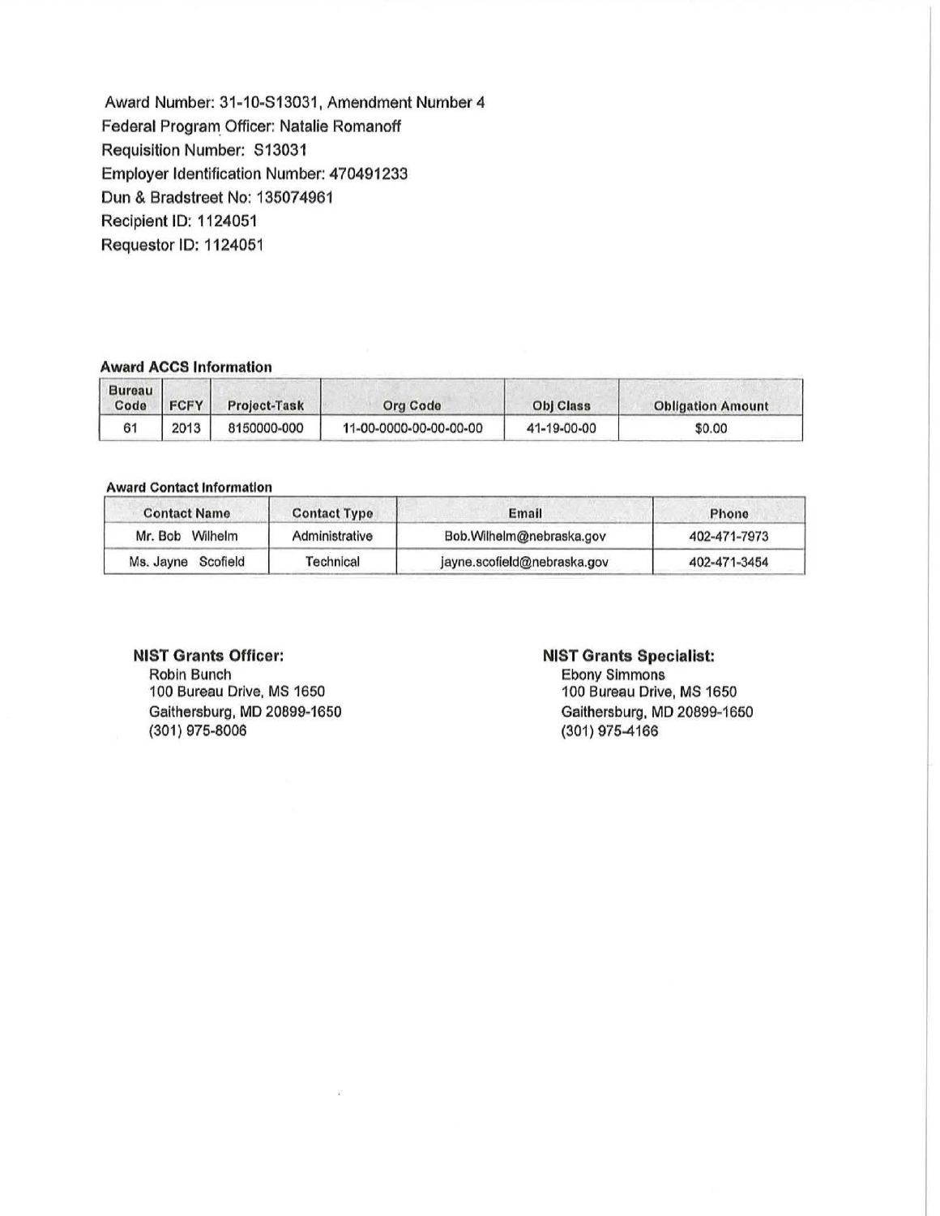Award Number: 31-10-S13031, Amendment Number 4
Federal Program Officer: Natalie Romanoff
Requisition Number: S13031
Employer Identification Number: 470491233
Dun & Bradstreet No: 135074961
Recipient ID: 1124051
Requestor ID: 1124051

**Award ACCS Information**

| Bureau Code | FCFY | Project-Task | Org Code | Obj Class | Obligation Amount |
|---|---|---|---|---|---|
| 61 | 2013 | 8150000-000 | 11-00-0000-00-00-00-00 | 41-19-00-00 | $0.00 |

**Award Contact Information**

| Contact Name | Contact Type | Email | Phone |
|---|---|---|---|
| Mr. Bob Wilhelm | Administrative | Bob.Wilhelm@nebraska.gov | 402-471-7973 |
| Ms. Jayne Scofield | Technical | jayne.scofield@nebraska.gov | 402-471-3454 |

**NIST Grants Officer:**
Robin Bunch
100 Bureau Drive, MS 1650
Gaithersburg, MD 20899-1650
(301) 975-8006

**NIST Grants Specialist:**
Ebony Simmons
100 Bureau Drive, MS 1650
Gaithersburg, MD 20899-1650
(301) 975-4166